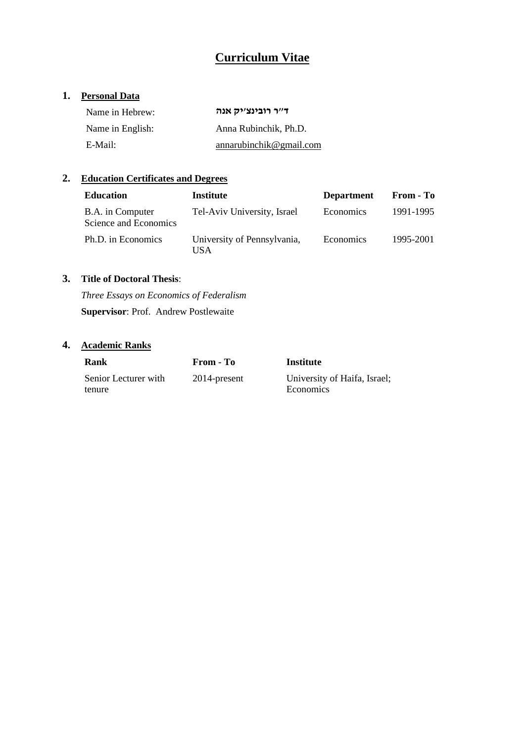# Curriculum Vitae

## 1. Personal Data

| | |
|---|---|
| Name in Hebrew: | **ד"ר רובינצ'יק אנה** |
| Name in English: | Anna Rubinchik, Ph.D. |
| E-Mail: | annarubinchik@gmail.com |

## 2. Education Certificates and Degrees

| Education | Institute | Department | From - To |
|---|---|---|---|
| B.A. in Computer Science and Economics | Tel-Aviv University, Israel | Economics | 1991-1995 |
| Ph.D. in Economics | University of Pennsylvania, USA | Economics | 1995-2001 |

## 3. Title of Doctoral Thesis:

*Three Essays on Economics of Federalism*

**Supervisor**: Prof. Andrew Postlewaite

## 4. Academic Ranks

| Rank | From - To | Institute |
|---|---|---|
| Senior Lecturer with tenure | 2014-present | University of Haifa, Israel; Economics |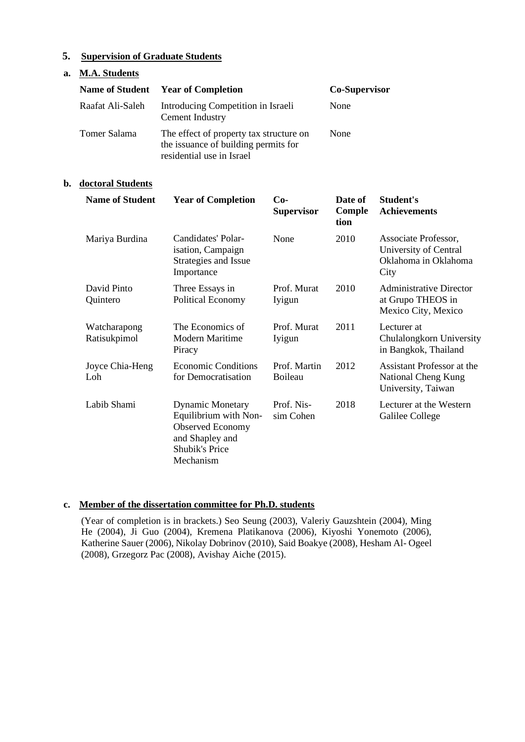## 5. Supervision of Graduate Students

### a. M.A. Students

| Name of Student | Year of Completion | Co-Supervisor |
|---|---|---|
| Raafat Ali-Saleh | Introducing Competition in Israeli Cement Industry | None |
| Tomer Salama | The effect of property tax structure on the issuance of building permits for residential use in Israel | None |

### b. doctoral Students

| Name of Student | Year of Completion | Co-Supervisor | Date of Completion | Student's Achievements |
|---|---|---|---|---|
| Mariya Burdina | Candidates' Polarisation, Campaign Strategies and Issue Importance | None | 2010 | Associate Professor, University of Central Oklahoma in Oklahoma City |
| David Pinto Quintero | Three Essays in Political Economy | Prof. Murat Iyigun | 2010 | Administrative Director at Grupo THEOS in Mexico City, Mexico |
| Watcharapong Ratisukpimol | The Economics of Modern Maritime Piracy | Prof. Murat Iyigun | 2011 | Lecturer at Chulalongkorn University in Bangkok, Thailand |
| Joyce Chia-Heng Loh | Economic Conditions for Democratisation | Prof. Martin Boileau | 2012 | Assistant Professor at the National Cheng Kung University, Taiwan |
| Labib Shami | Dynamic Monetary Equilibrium with Non-Observed Economy and Shapley and Shubik's Price Mechanism | Prof. Nissim Cohen | 2018 | Lecturer at the Western Galilee College |

### c. Member of the dissertation committee for Ph.D. students

(Year of completion is in brackets.) Seo Seung (2003), Valeriy Gauzshtein (2004), Ming He (2004), Ji Guo (2004), Kremena Platikanova (2006), Kiyoshi Yonemoto (2006), Katherine Sauer (2006), Nikolay Dobrinov (2010), Said Boakye (2008), Hesham Al- Ogeel (2008), Grzegorz Pac (2008), Avishay Aiche (2015).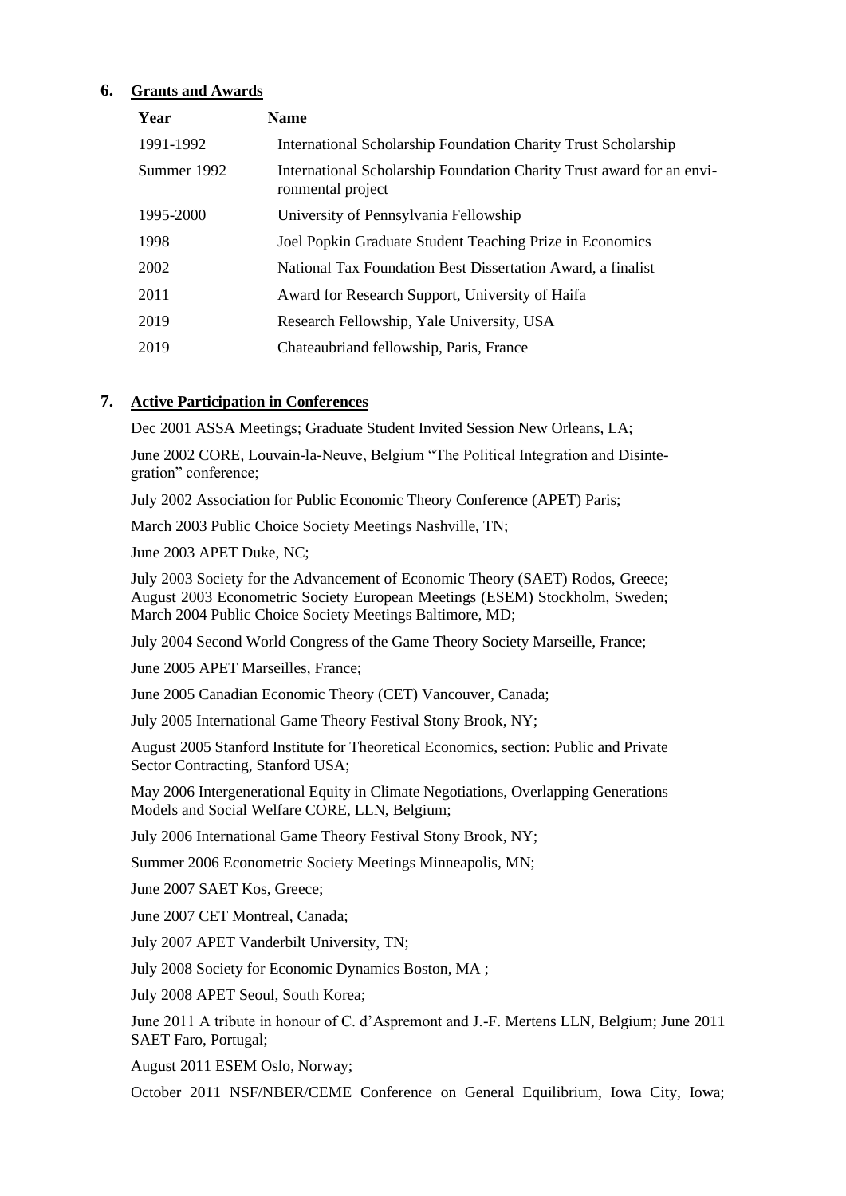## 6. Grants and Awards

| Year | Name |
|---|---|
| 1991-1992 | International Scholarship Foundation Charity Trust Scholarship |
| Summer 1992 | International Scholarship Foundation Charity Trust award for an environmental project |
| 1995-2000 | University of Pennsylvania Fellowship |
| 1998 | Joel Popkin Graduate Student Teaching Prize in Economics |
| 2002 | National Tax Foundation Best Dissertation Award, a finalist |
| 2011 | Award for Research Support, University of Haifa |
| 2019 | Research Fellowship, Yale University, USA |
| 2019 | Chateaubriand fellowship, Paris, France |

## 7. Active Participation in Conferences

Dec 2001 ASSA Meetings; Graduate Student Invited Session New Orleans, LA;

June 2002 CORE, Louvain-la-Neuve, Belgium "The Political Integration and Disintegration" conference;

July 2002 Association for Public Economic Theory Conference (APET) Paris;

March 2003 Public Choice Society Meetings Nashville, TN;

June 2003 APET Duke, NC;

July 2003 Society for the Advancement of Economic Theory (SAET) Rodos, Greece;
August 2003 Econometric Society European Meetings (ESEM) Stockholm, Sweden;
March 2004 Public Choice Society Meetings Baltimore, MD;

July 2004 Second World Congress of the Game Theory Society Marseille, France;

June 2005 APET Marseilles, France;

June 2005 Canadian Economic Theory (CET) Vancouver, Canada;

July 2005 International Game Theory Festival Stony Brook, NY;

August 2005 Stanford Institute for Theoretical Economics, section: Public and Private Sector Contracting, Stanford USA;

May 2006 Intergenerational Equity in Climate Negotiations, Overlapping Generations Models and Social Welfare CORE, LLN, Belgium;

July 2006 International Game Theory Festival Stony Brook, NY;

Summer 2006 Econometric Society Meetings Minneapolis, MN;

June 2007 SAET Kos, Greece;

June 2007 CET Montreal, Canada;

July 2007 APET Vanderbilt University, TN;

July 2008 Society for Economic Dynamics Boston, MA ;

July 2008 APET Seoul, South Korea;

June 2011 A tribute in honour of C. d'Aspremont and J.-F. Mertens LLN, Belgium; June 2011 SAET Faro, Portugal;

August 2011 ESEM Oslo, Norway;

October 2011 NSF/NBER/CEME Conference on General Equilibrium, Iowa City, Iowa;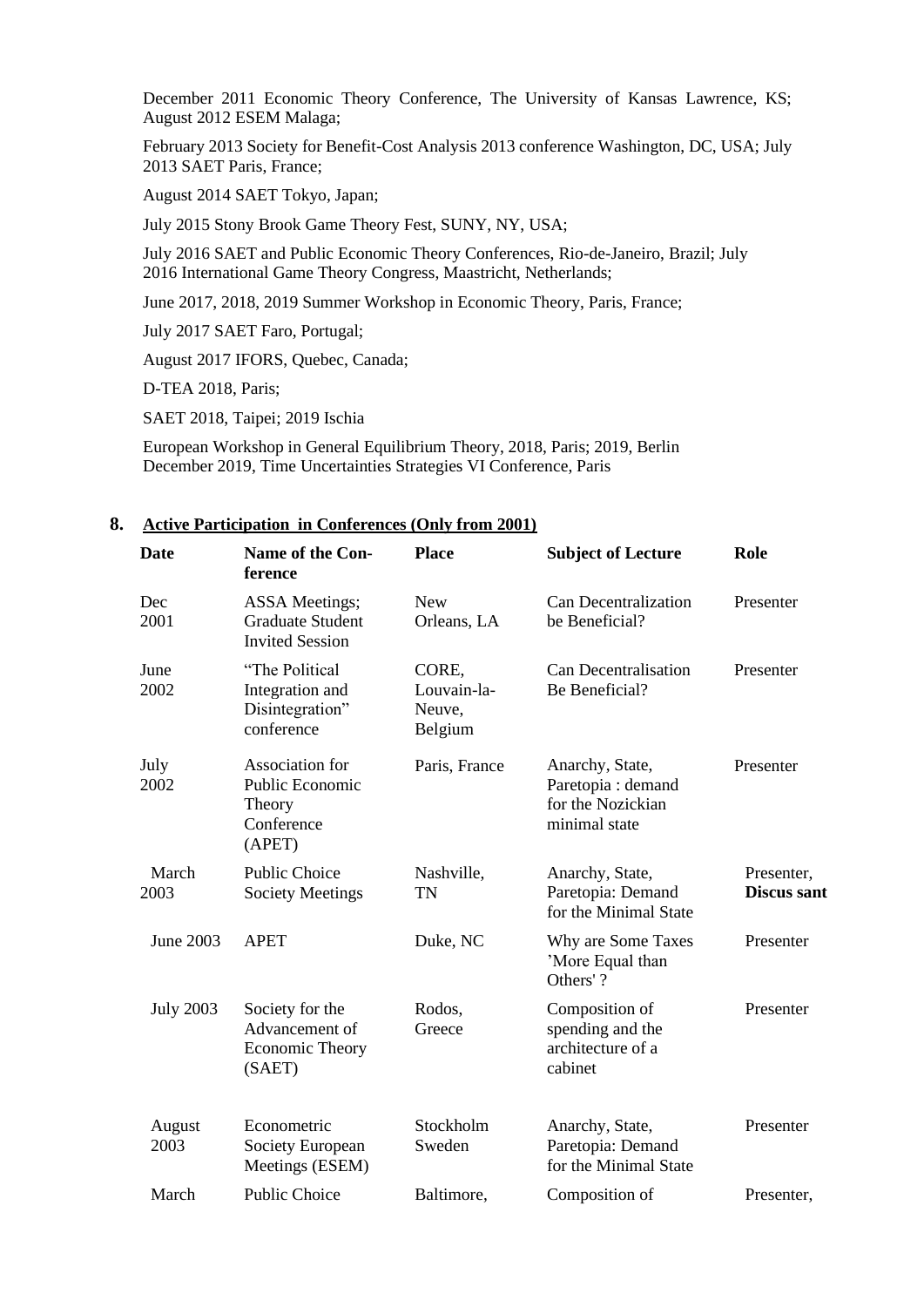December 2011 Economic Theory Conference, The University of Kansas Lawrence, KS; August 2012 ESEM Malaga;

February 2013 Society for Benefit-Cost Analysis 2013 conference Washington, DC, USA; July 2013 SAET Paris, France;

August 2014 SAET Tokyo, Japan;

July 2015 Stony Brook Game Theory Fest, SUNY, NY, USA;

July 2016 SAET and Public Economic Theory Conferences, Rio-de-Janeiro, Brazil; July 2016 International Game Theory Congress, Maastricht, Netherlands;

June 2017, 2018, 2019 Summer Workshop in Economic Theory, Paris, France;

July 2017 SAET Faro, Portugal;

August 2017 IFORS, Quebec, Canada;

D-TEA 2018, Paris;

SAET 2018, Taipei; 2019 Ischia

European Workshop in General Equilibrium Theory, 2018, Paris; 2019, Berlin
December 2019, Time Uncertainties Strategies VI Conference, Paris

## 8. Active Participation in Conferences (Only from 2001)

| Date | Name of the Conference | Place | Subject of Lecture | Role |
|---|---|---|---|---|
| Dec 2001 | ASSA Meetings; Graduate Student Invited Session | New Orleans, LA | Can Decentralization be Beneficial? | Presenter |
| June 2002 | "The Political Integration and Disintegration" conference | CORE, Louvain-la-Neuve, Belgium | Can Decentralisation Be Beneficial? | Presenter |
| July 2002 | Association for Public Economic Theory Conference (APET) | Paris, France | Anarchy, State, Paretopia : demand for the Nozickian minimal state | Presenter |
| March 2003 | Public Choice Society Meetings | Nashville, TN | Anarchy, State, Paretopia: Demand for the Minimal State | Presenter, **Discus sant** |
| June 2003 | APET | Duke, NC | Why are Some Taxes 'More Equal than Others'? | Presenter |
| July 2003 | Society for the Advancement of Economic Theory (SAET) | Rodos, Greece | Composition of spending and the architecture of a cabinet | Presenter |
| August 2003 | Econometric Society European Meetings (ESEM) | Stockholm Sweden | Anarchy, State, Paretopia: Demand for the Minimal State | Presenter |
| March | Public Choice | Baltimore, | Composition of | Presenter, |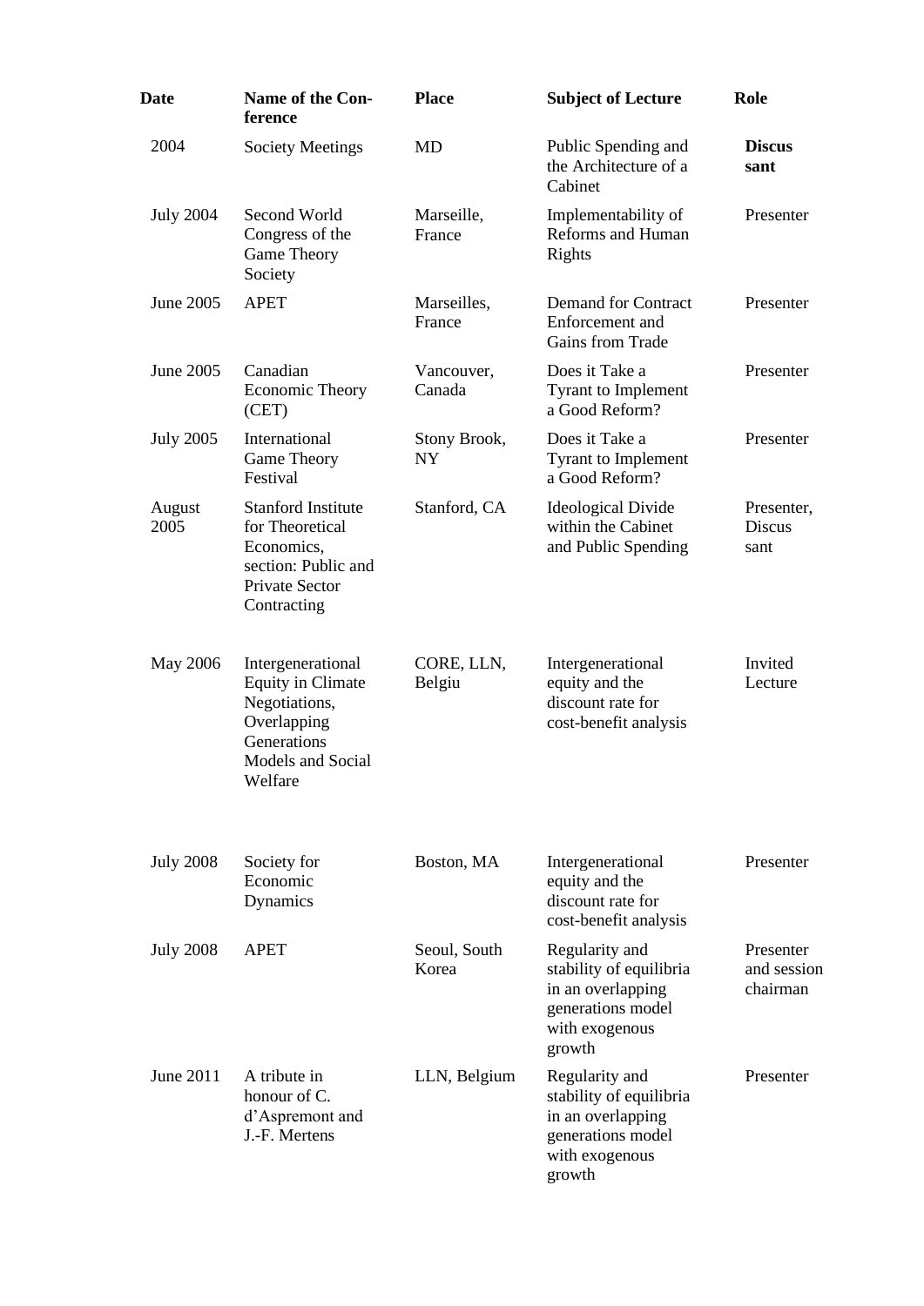| Date | Name of the Conference | Place | Subject of Lecture | Role |
|---|---|---|---|---|
| 2004 | Society Meetings | MD | Public Spending and the Architecture of a Cabinet | **Discussant** |
| July 2004 | Second World Congress of the Game Theory Society | Marseille, France | Implementability of Reforms and Human Rights | Presenter |
| June 2005 | APET | Marseilles, France | Demand for Contract Enforcement and Gains from Trade | Presenter |
| June 2005 | Canadian Economic Theory (CET) | Vancouver, Canada | Does it Take a Tyrant to Implement a Good Reform? | Presenter |
| July 2005 | International Game Theory Festival | Stony Brook, NY | Does it Take a Tyrant to Implement a Good Reform? | Presenter |
| August 2005 | Stanford Institute for Theoretical Economics, section: Public and Private Sector Contracting | Stanford, CA | Ideological Divide within the Cabinet and Public Spending | Presenter, Discussant |
| May 2006 | Intergenerational Equity in Climate Negotiations, Overlapping Generations Models and Social Welfare | CORE, LLN, Belgiu | Intergenerational equity and the discount rate for cost-benefit analysis | Invited Lecture |
| July 2008 | Society for Economic Dynamics | Boston, MA | Intergenerational equity and the discount rate for cost-benefit analysis | Presenter |
| July 2008 | APET | Seoul, South Korea | Regularity and stability of equilibria in an overlapping generations model with exogenous growth | Presenter and session chairman |
| June 2011 | A tribute in honour of C. d'Aspremont and J.-F. Mertens | LLN, Belgium | Regularity and stability of equilibria in an overlapping generations model with exogenous growth | Presenter |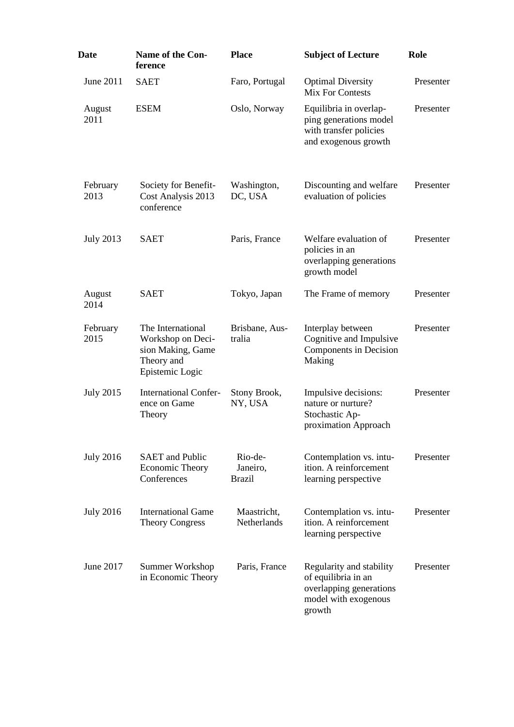| Date | Name of the Conference | Place | Subject of Lecture | Role |
|---|---|---|---|---|
| June 2011 | SAET | Faro, Portugal | Optimal Diversity Mix For Contests | Presenter |
| August 2011 | ESEM | Oslo, Norway | Equilibria in overlapping generations model with transfer policies and exogenous growth | Presenter |
| February 2013 | Society for Benefit-Cost Analysis 2013 conference | Washington, DC, USA | Discounting and welfare evaluation of policies | Presenter |
| July 2013 | SAET | Paris, France | Welfare evaluation of policies in an overlapping generations growth model | Presenter |
| August 2014 | SAET | Tokyo, Japan | The Frame of memory | Presenter |
| February 2015 | The International Workshop on Decision Making, Game Theory and Epistemic Logic | Brisbane, Australia | Interplay between Cognitive and Impulsive Components in Decision Making | Presenter |
| July 2015 | International Conference on Game Theory | Stony Brook, NY, USA | Impulsive decisions: nature or nurture? Stochastic Approximation Approach | Presenter |
| July 2016 | SAET and Public Economic Theory Conferences | Rio-de-Janeiro, Brazil | Contemplation vs. intuition. A reinforcement learning perspective | Presenter |
| July 2016 | International Game Theory Congress | Maastricht, Netherlands | Contemplation vs. intuition. A reinforcement learning perspective | Presenter |
| June 2017 | Summer Workshop in Economic Theory | Paris, France | Regularity and stability of equilibria in an overlapping generations model with exogenous growth | Presenter |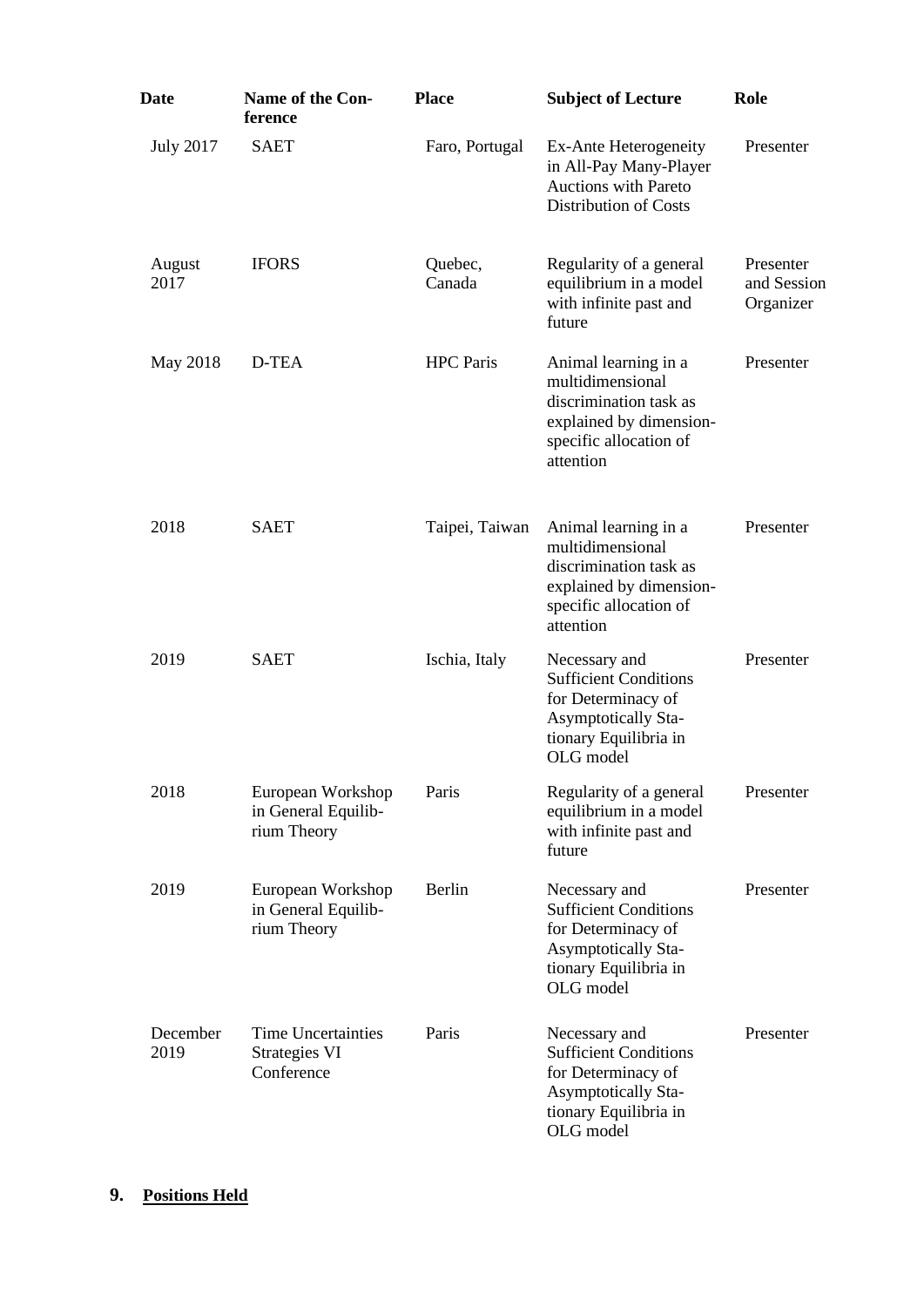| Date | Name of the Conference | Place | Subject of Lecture | Role |
|---|---|---|---|---|
| July 2017 | SAET | Faro, Portugal | Ex-Ante Heterogeneity in All-Pay Many-Player Auctions with Pareto Distribution of Costs | Presenter |
| August 2017 | IFORS | Quebec, Canada | Regularity of a general equilibrium in a model with infinite past and future | Presenter and Session Organizer |
| May 2018 | D-TEA | HPC Paris | Animal learning in a multidimensional discrimination task as explained by dimension-specific allocation of attention | Presenter |
| 2018 | SAET | Taipei, Taiwan | Animal learning in a multidimensional discrimination task as explained by dimension-specific allocation of attention | Presenter |
| 2019 | SAET | Ischia, Italy | Necessary and Sufficient Conditions for Determinacy of Asymptotically Stationary Equilibria in OLG model | Presenter |
| 2018 | European Workshop in General Equilibrium Theory | Paris | Regularity of a general equilibrium in a model with infinite past and future | Presenter |
| 2019 | European Workshop in General Equilibrium Theory | Berlin | Necessary and Sufficient Conditions for Determinacy of Asymptotically Stationary Equilibria in OLG model | Presenter |
| December 2019 | Time Uncertainties Strategies VI Conference | Paris | Necessary and Sufficient Conditions for Determinacy of Asymptotically Stationary Equilibria in OLG model | Presenter |

## 9. **Positions Held**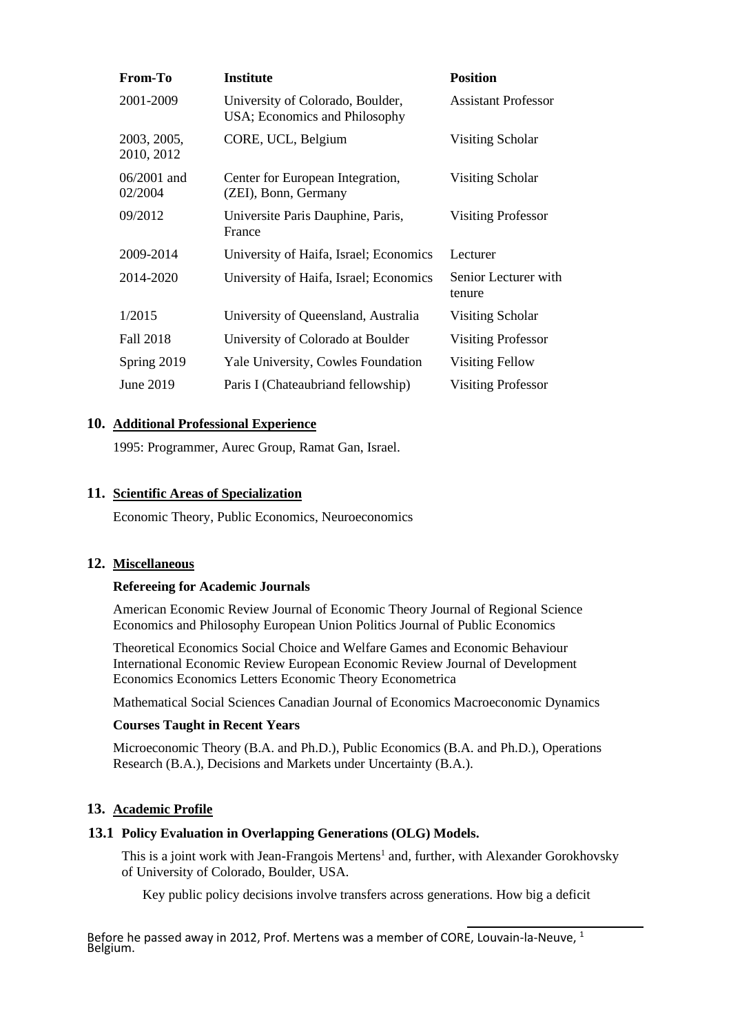| From-To | Institute | Position |
|---|---|---|
| 2001-2009 | University of Colorado, Boulder, USA; Economics and Philosophy | Assistant Professor |
| 2003, 2005, 2010, 2012 | CORE, UCL, Belgium | Visiting Scholar |
| 06/2001 and 02/2004 | Center for European Integration, (ZEI), Bonn, Germany | Visiting Scholar |
| 09/2012 | Universite Paris Dauphine, Paris, France | Visiting Professor |
| 2009-2014 | University of Haifa, Israel; Economics | Lecturer |
| 2014-2020 | University of Haifa, Israel; Economics | Senior Lecturer with tenure |
| 1/2015 | University of Queensland, Australia | Visiting Scholar |
| Fall 2018 | University of Colorado at Boulder | Visiting Professor |
| Spring 2019 | Yale University, Cowles Foundation | Visiting Fellow |
| June 2019 | Paris I (Chateaubriand fellowship) | Visiting Professor |

## 10. Additional Professional Experience

1995: Programmer, Aurec Group, Ramat Gan, Israel.

## 11. Scientific Areas of Specialization

Economic Theory, Public Economics, Neuroeconomics

## 12. Miscellaneous

**Refereeing for Academic Journals**

American Economic Review Journal of Economic Theory Journal of Regional Science Economics and Philosophy European Union Politics Journal of Public Economics

Theoretical Economics Social Choice and Welfare Games and Economic Behaviour International Economic Review European Economic Review Journal of Development Economics Economics Letters Economic Theory Econometrica

Mathematical Social Sciences Canadian Journal of Economics Macroeconomic Dynamics

**Courses Taught in Recent Years**

Microeconomic Theory (B.A. and Ph.D.), Public Economics (B.A. and Ph.D.), Operations Research (B.A.), Decisions and Markets under Uncertainty (B.A.).

## 13. Academic Profile

### 13.1 Policy Evaluation in Overlapping Generations (OLG) Models.

This is a joint work with Jean-Frangois Mertens[1] and, further, with Alexander Gorokhovsky of University of Colorado, Boulder, USA.

Key public policy decisions involve transfers across generations. How big a deficit

[1] Before he passed away in 2012, Prof. Mertens was a member of CORE, Louvain-la-Neuve, Belgium.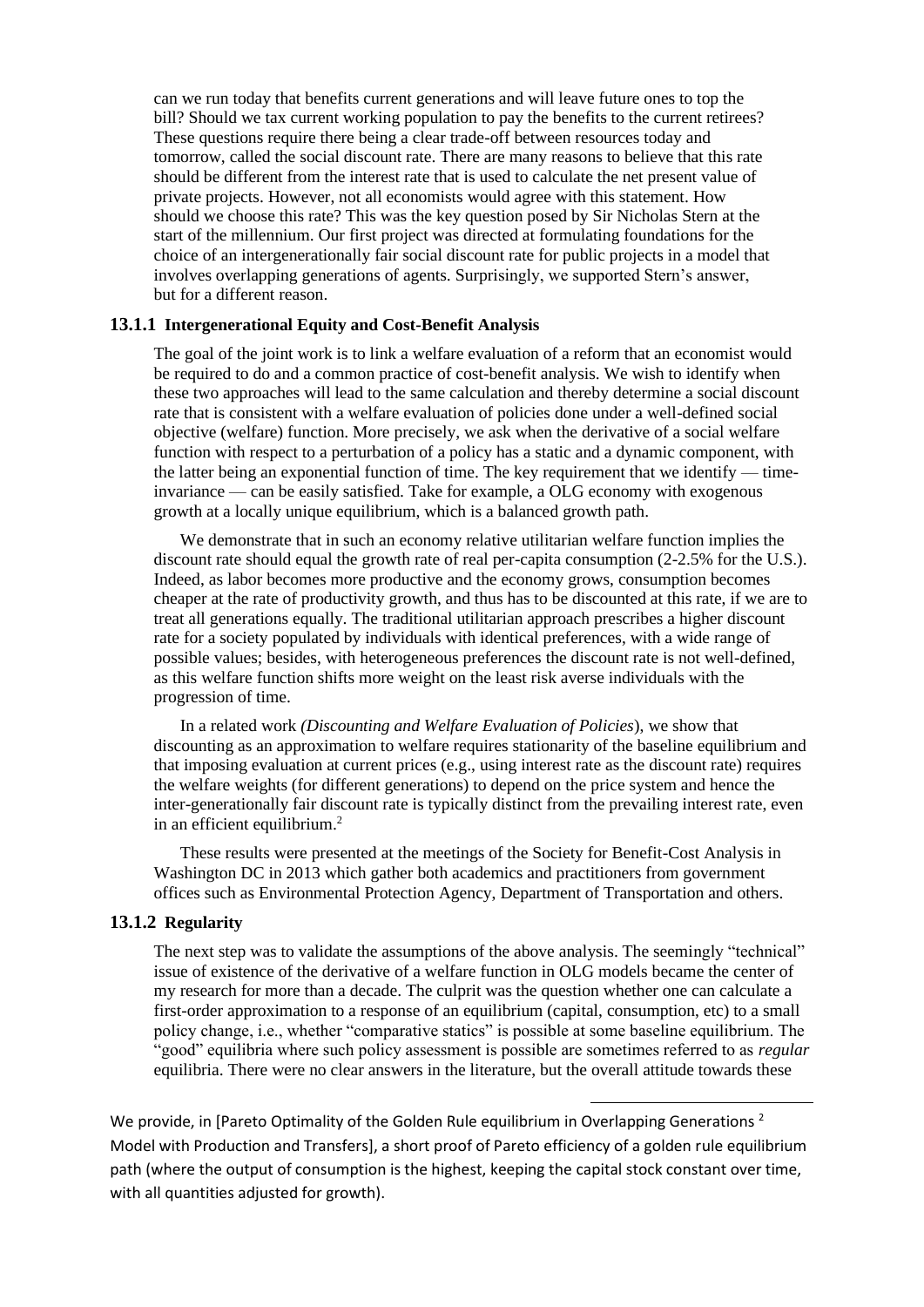can we run today that benefits current generations and will leave future ones to top the bill? Should we tax current working population to pay the benefits to the current retirees? These questions require there being a clear trade-off between resources today and tomorrow, called the social discount rate. There are many reasons to believe that this rate should be different from the interest rate that is used to calculate the net present value of private projects. However, not all economists would agree with this statement. How should we choose this rate? This was the key question posed by Sir Nicholas Stern at the start of the millennium. Our first project was directed at formulating foundations for the choice of an intergenerationally fair social discount rate for public projects in a model that involves overlapping generations of agents. Surprisingly, we supported Stern's answer, but for a different reason.

### 13.1.1 Intergenerational Equity and Cost-Benefit Analysis

The goal of the joint work is to link a welfare evaluation of a reform that an economist would be required to do and a common practice of cost-benefit analysis. We wish to identify when these two approaches will lead to the same calculation and thereby determine a social discount rate that is consistent with a welfare evaluation of policies done under a well-defined social objective (welfare) function. More precisely, we ask when the derivative of a social welfare function with respect to a perturbation of a policy has a static and a dynamic component, with the latter being an exponential function of time. The key requirement that we identify — time-invariance — can be easily satisfied. Take for example, a OLG economy with exogenous growth at a locally unique equilibrium, which is a balanced growth path.

We demonstrate that in such an economy relative utilitarian welfare function implies the discount rate should equal the growth rate of real per-capita consumption (2-2.5% for the U.S.). Indeed, as labor becomes more productive and the economy grows, consumption becomes cheaper at the rate of productivity growth, and thus has to be discounted at this rate, if we are to treat all generations equally. The traditional utilitarian approach prescribes a higher discount rate for a society populated by individuals with identical preferences, with a wide range of possible values; besides, with heterogeneous preferences the discount rate is not well-defined, as this welfare function shifts more weight on the least risk averse individuals with the progression of time.

In a related work *(Discounting and Welfare Evaluation of Policies*), we show that discounting as an approximation to welfare requires stationarity of the baseline equilibrium and that imposing evaluation at current prices (e.g., using interest rate as the discount rate) requires the welfare weights (for different generations) to depend on the price system and hence the inter-generationally fair discount rate is typically distinct from the prevailing interest rate, even in an efficient equilibrium.[2]

These results were presented at the meetings of the Society for Benefit-Cost Analysis in Washington DC in 2013 which gather both academics and practitioners from government offices such as Environmental Protection Agency, Department of Transportation and others.

### 13.1.2 Regularity

The next step was to validate the assumptions of the above analysis. The seemingly "technical" issue of existence of the derivative of a welfare function in OLG models became the center of my research for more than a decade. The culprit was the question whether one can calculate a first-order approximation to a response of an equilibrium (capital, consumption, etc) to a small policy change, i.e., whether "comparative statics" is possible at some baseline equilibrium. The "good" equilibria where such policy assessment is possible are sometimes referred to as *regular* equilibria. There were no clear answers in the literature, but the overall attitude towards these

[2] We provide, in [Pareto Optimality of the Golden Rule equilibrium in Overlapping Generations Model with Production and Transfers], a short proof of Pareto efficiency of a golden rule equilibrium path (where the output of consumption is the highest, keeping the capital stock constant over time, with all quantities adjusted for growth).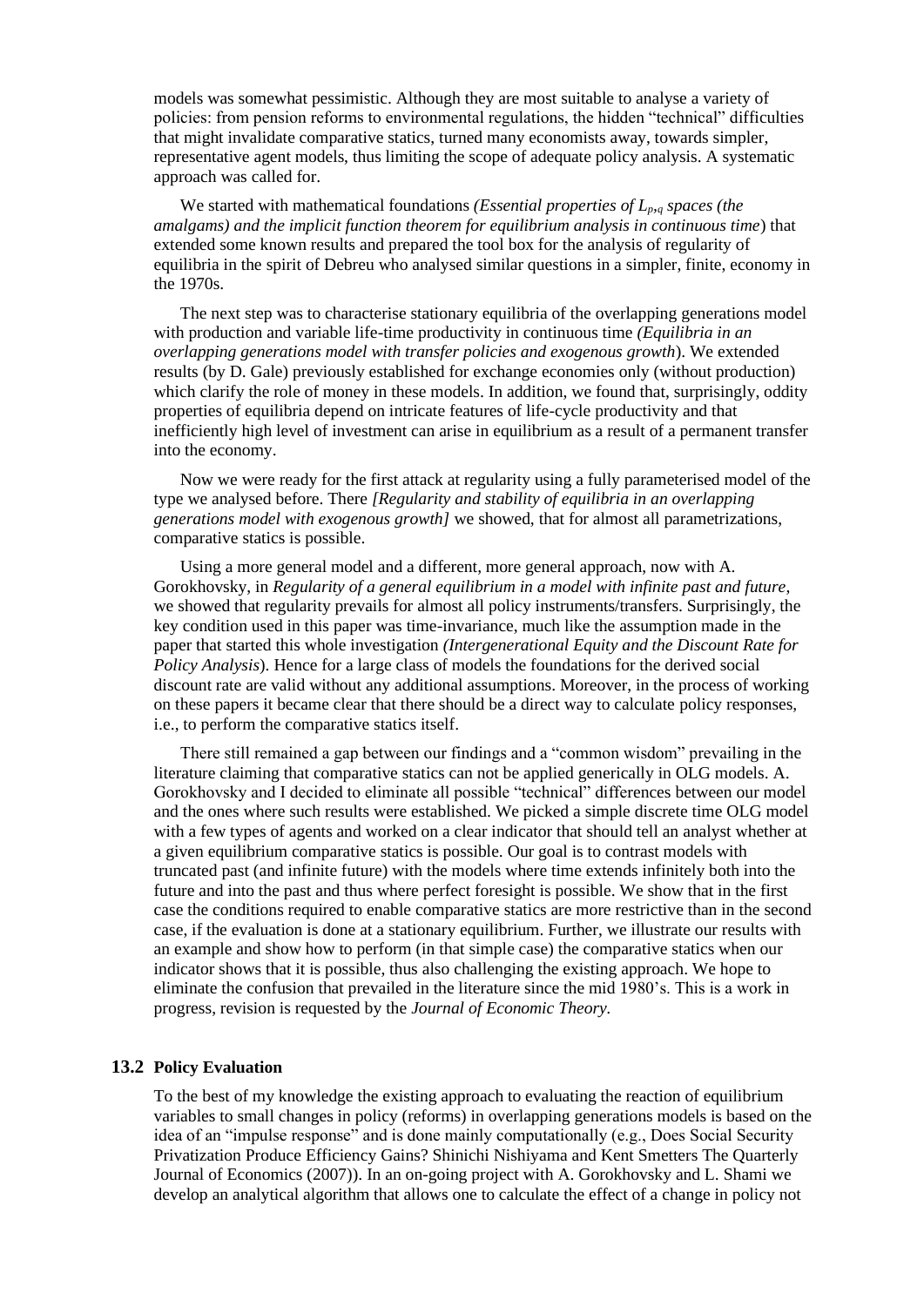models was somewhat pessimistic. Although they are most suitable to analyse a variety of policies: from pension reforms to environmental regulations, the hidden "technical" difficulties that might invalidate comparative statics, turned many economists away, towards simpler, representative agent models, thus limiting the scope of adequate policy analysis. A systematic approach was called for.

We started with mathematical foundations *(Essential properties of $L_{p,q}$ spaces (the amalgams) and the implicit function theorem for equilibrium analysis in continuous time*) that extended some known results and prepared the tool box for the analysis of regularity of equilibria in the spirit of Debreu who analysed similar questions in a simpler, finite, economy in the 1970s.

The next step was to characterise stationary equilibria of the overlapping generations model with production and variable life-time productivity in continuous time *(Equilibria in an overlapping generations model with transfer policies and exogenous growth*). We extended results (by D. Gale) previously established for exchange economies only (without production) which clarify the role of money in these models. In addition, we found that, surprisingly, oddity properties of equilibria depend on intricate features of life-cycle productivity and that inefficiently high level of investment can arise in equilibrium as a result of a permanent transfer into the economy.

Now we were ready for the first attack at regularity using a fully parameterised model of the type we analysed before. There *[Regularity and stability of equilibria in an overlapping generations model with exogenous growth]* we showed, that for almost all parametrizations, comparative statics is possible.

Using a more general model and a different, more general approach, now with A. Gorokhovsky, in *Regularity of a general equilibrium in a model with infinite past and future*, we showed that regularity prevails for almost all policy instruments/transfers. Surprisingly, the key condition used in this paper was time-invariance, much like the assumption made in the paper that started this whole investigation *(Intergenerational Equity and the Discount Rate for Policy Analysis*). Hence for a large class of models the foundations for the derived social discount rate are valid without any additional assumptions. Moreover, in the process of working on these papers it became clear that there should be a direct way to calculate policy responses, i.e., to perform the comparative statics itself.

There still remained a gap between our findings and a "common wisdom" prevailing in the literature claiming that comparative statics can not be applied generically in OLG models. A. Gorokhovsky and I decided to eliminate all possible "technical" differences between our model and the ones where such results were established. We picked a simple discrete time OLG model with a few types of agents and worked on a clear indicator that should tell an analyst whether at a given equilibrium comparative statics is possible. Our goal is to contrast models with truncated past (and infinite future) with the models where time extends infinitely both into the future and into the past and thus where perfect foresight is possible. We show that in the first case the conditions required to enable comparative statics are more restrictive than in the second case, if the evaluation is done at a stationary equilibrium. Further, we illustrate our results with an example and show how to perform (in that simple case) the comparative statics when our indicator shows that it is possible, thus also challenging the existing approach. We hope to eliminate the confusion that prevailed in the literature since the mid 1980's. This is a work in progress, revision is requested by the *Journal of Economic Theory.*

### 13.2 Policy Evaluation

To the best of my knowledge the existing approach to evaluating the reaction of equilibrium variables to small changes in policy (reforms) in overlapping generations models is based on the idea of an "impulse response" and is done mainly computationally (e.g., Does Social Security Privatization Produce Efficiency Gains? Shinichi Nishiyama and Kent Smetters The Quarterly Journal of Economics (2007)). In an on-going project with A. Gorokhovsky and L. Shami we develop an analytical algorithm that allows one to calculate the effect of a change in policy not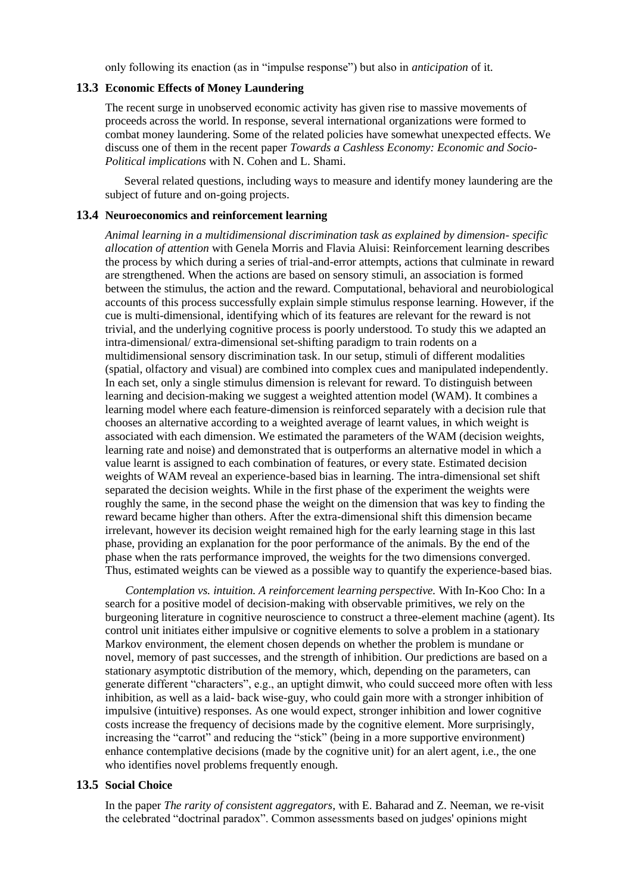only following its enaction (as in "impulse response") but also in *anticipation* of it.

### 13.3 Economic Effects of Money Laundering

The recent surge in unobserved economic activity has given rise to massive movements of proceeds across the world. In response, several international organizations were formed to combat money laundering. Some of the related policies have somewhat unexpected effects. We discuss one of them in the recent paper *Towards a Cashless Economy: Economic and Socio-Political implications* with N. Cohen and L. Shami.

Several related questions, including ways to measure and identify money laundering are the subject of future and on-going projects.

### 13.4 Neuroeconomics and reinforcement learning

*Animal learning in a multidimensional discrimination task as explained by dimension- specific allocation of attention* with Genela Morris and Flavia Aluisi: Reinforcement learning describes the process by which during a series of trial-and-error attempts, actions that culminate in reward are strengthened. When the actions are based on sensory stimuli, an association is formed between the stimulus, the action and the reward. Computational, behavioral and neurobiological accounts of this process successfully explain simple stimulus response learning. However, if the cue is multi-dimensional, identifying which of its features are relevant for the reward is not trivial, and the underlying cognitive process is poorly understood. To study this we adapted an intra-dimensional/ extra-dimensional set-shifting paradigm to train rodents on a multidimensional sensory discrimination task. In our setup, stimuli of different modalities (spatial, olfactory and visual) are combined into complex cues and manipulated independently. In each set, only a single stimulus dimension is relevant for reward. To distinguish between learning and decision-making we suggest a weighted attention model (WAM). It combines a learning model where each feature-dimension is reinforced separately with a decision rule that chooses an alternative according to a weighted average of learnt values, in which weight is associated with each dimension. We estimated the parameters of the WAM (decision weights, learning rate and noise) and demonstrated that is outperforms an alternative model in which a value learnt is assigned to each combination of features, or every state. Estimated decision weights of WAM reveal an experience-based bias in learning. The intra-dimensional set shift separated the decision weights. While in the first phase of the experiment the weights were roughly the same, in the second phase the weight on the dimension that was key to finding the reward became higher than others. After the extra-dimensional shift this dimension became irrelevant, however its decision weight remained high for the early learning stage in this last phase, providing an explanation for the poor performance of the animals. By the end of the phase when the rats performance improved, the weights for the two dimensions converged. Thus, estimated weights can be viewed as a possible way to quantify the experience-based bias.

*Contemplation vs. intuition. A reinforcement learning perspective.* With In-Koo Cho: In a search for a positive model of decision-making with observable primitives, we rely on the burgeoning literature in cognitive neuroscience to construct a three-element machine (agent). Its control unit initiates either impulsive or cognitive elements to solve a problem in a stationary Markov environment, the element chosen depends on whether the problem is mundane or novel, memory of past successes, and the strength of inhibition. Our predictions are based on a stationary asymptotic distribution of the memory, which, depending on the parameters, can generate different "characters", e.g., an uptight dimwit, who could succeed more often with less inhibition, as well as a laid- back wise-guy, who could gain more with a stronger inhibition of impulsive (intuitive) responses. As one would expect, stronger inhibition and lower cognitive costs increase the frequency of decisions made by the cognitive element. More surprisingly, increasing the "carrot" and reducing the "stick" (being in a more supportive environment) enhance contemplative decisions (made by the cognitive unit) for an alert agent, i.e., the one who identifies novel problems frequently enough.

### 13.5 Social Choice

In the paper *The rarity of consistent aggregators,* with E. Baharad and Z. Neeman, we re-visit the celebrated "doctrinal paradox". Common assessments based on judges' opinions might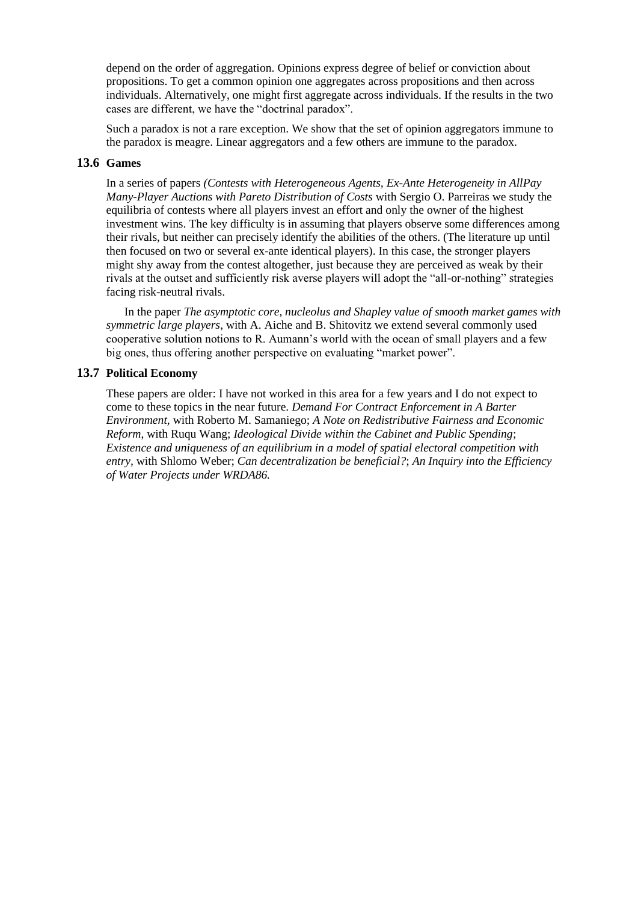depend on the order of aggregation. Opinions express degree of belief or conviction about propositions. To get a common opinion one aggregates across propositions and then across individuals. Alternatively, one might first aggregate across individuals. If the results in the two cases are different, we have the "doctrinal paradox".

Such a paradox is not a rare exception. We show that the set of opinion aggregators immune to the paradox is meagre. Linear aggregators and a few others are immune to the paradox.

### 13.6 Games

In a series of papers *(Contests with Heterogeneous Agents, Ex-Ante Heterogeneity in AllPay Many-Player Auctions with Pareto Distribution of Costs* with Sergio O. Parreiras we study the equilibria of contests where all players invest an effort and only the owner of the highest investment wins. The key difficulty is in assuming that players observe some differences among their rivals, but neither can precisely identify the abilities of the others. (The literature up until then focused on two or several ex-ante identical players). In this case, the stronger players might shy away from the contest altogether, just because they are perceived as weak by their rivals at the outset and sufficiently risk averse players will adopt the "all-or-nothing" strategies facing risk-neutral rivals.

In the paper *The asymptotic core, nucleolus and Shapley value of smooth market games with symmetric large players*, with A. Aiche and B. Shitovitz we extend several commonly used cooperative solution notions to R. Aumann's world with the ocean of small players and a few big ones, thus offering another perspective on evaluating "market power".

### 13.7 Political Economy

These papers are older: I have not worked in this area for a few years and I do not expect to come to these topics in the near future. *Demand For Contract Enforcement in A Barter Environment*, with Roberto M. Samaniego; *A Note on Redistributive Fairness and Economic Reform*, with Ruqu Wang; *Ideological Divide within the Cabinet and Public Spending*; *Existence and uniqueness of an equilibrium in a model of spatial electoral competition with entry*, with Shlomo Weber; *Can decentralization be beneficial?*; *An Inquiry into the Efficiency of Water Projects under WRDA86.*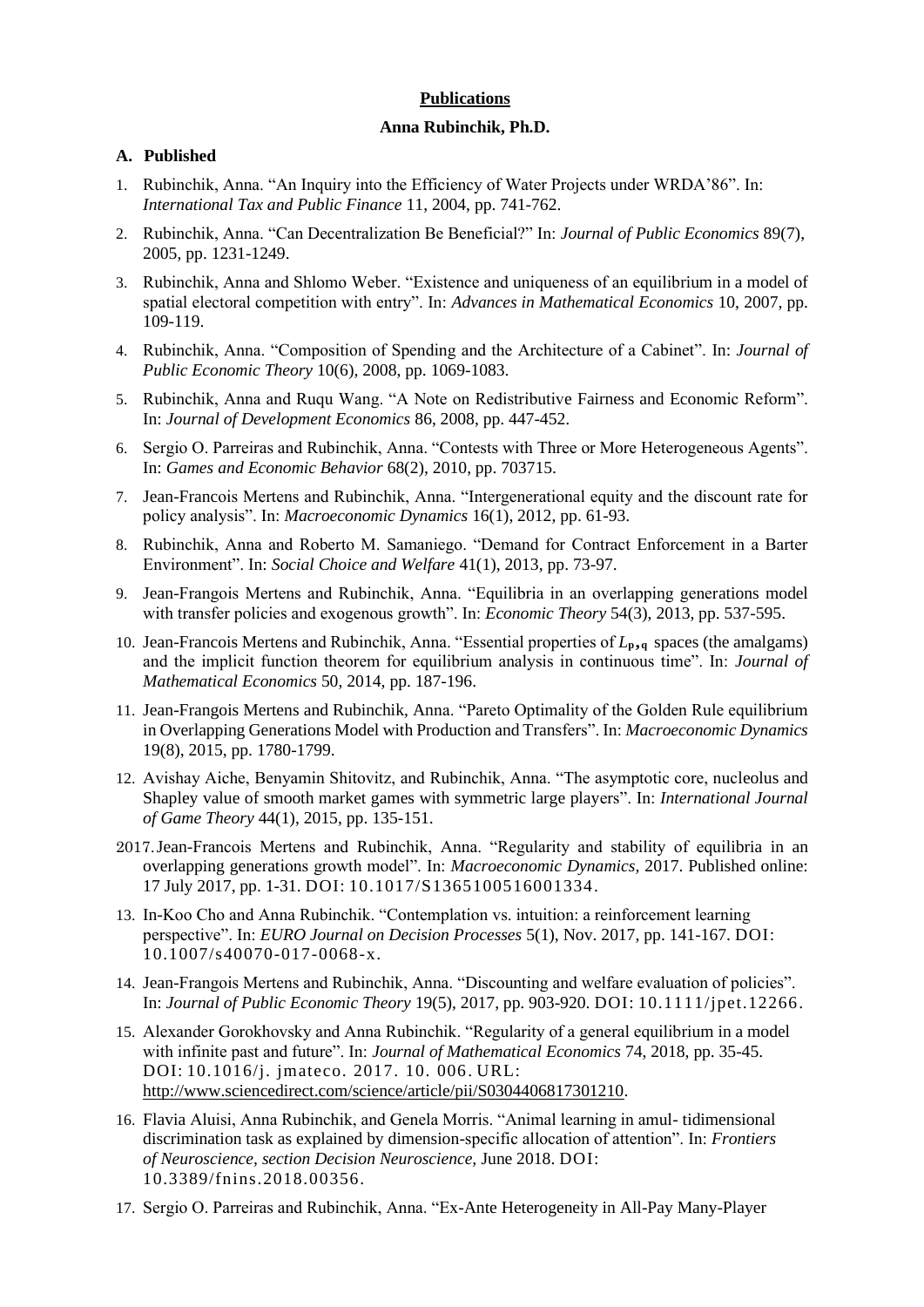## Publications

### Anna Rubinchik, Ph.D.

### A. Published

1. Rubinchik, Anna. "An Inquiry into the Efficiency of Water Projects under WRDA'86". In: *International Tax and Public Finance* 11, 2004, pp. 741-762.
2. Rubinchik, Anna. "Can Decentralization Be Beneficial?" In: *Journal of Public Economics* 89(7), 2005, pp. 1231-1249.
3. Rubinchik, Anna and Shlomo Weber. "Existence and uniqueness of an equilibrium in a model of spatial electoral competition with entry". In: *Advances in Mathematical Economics* 10, 2007, pp. 109-119.
4. Rubinchik, Anna. "Composition of Spending and the Architecture of a Cabinet". In: *Journal of Public Economic Theory* 10(6), 2008, pp. 1069-1083.
5. Rubinchik, Anna and Ruqu Wang. "A Note on Redistributive Fairness and Economic Reform". In: *Journal of Development Economics* 86, 2008, pp. 447-452.
6. Sergio O. Parreiras and Rubinchik, Anna. "Contests with Three or More Heterogeneous Agents". In: *Games and Economic Behavior* 68(2), 2010, pp. 703715.
7. Jean-Francois Mertens and Rubinchik, Anna. "Intergenerational equity and the discount rate for policy analysis". In: *Macroeconomic Dynamics* 16(1), 2012, pp. 61-93.
8. Rubinchik, Anna and Roberto M. Samaniego. "Demand for Contract Enforcement in a Barter Environment". In: *Social Choice and Welfare* 41(1), 2013, pp. 73-97.
9. Jean-Frangois Mertens and Rubinchik, Anna. "Equilibria in an overlapping generations model with transfer policies and exogenous growth". In: *Economic Theory* 54(3), 2013, pp. 537-595.
10. Jean-Francois Mertens and Rubinchik, Anna. "Essential properties of $L_{p,q}$ spaces (the amalgams) and the implicit function theorem for equilibrium analysis in continuous time". In: *Journal of Mathematical Economics* 50, 2014, pp. 187-196.
11. Jean-Frangois Mertens and Rubinchik, Anna. "Pareto Optimality of the Golden Rule equilibrium in Overlapping Generations Model with Production and Transfers". In: *Macroeconomic Dynamics* 19(8), 2015, pp. 1780-1799.
12. Avishay Aiche, Benyamin Shitovitz, and Rubinchik, Anna. "The asymptotic core, nucleolus and Shapley value of smooth market games with symmetric large players". In: *International Journal of Game Theory* 44(1), 2015, pp. 135-151.

2017. Jean-Francois Mertens and Rubinchik, Anna. "Regularity and stability of equilibria in an overlapping generations growth model". In: *Macroeconomic Dynamics*, 2017. Published online: 17 July 2017, pp. 1-31. DOI: 10.1017/S1365100516001334.

13. In-Koo Cho and Anna Rubinchik. "Contemplation vs. intuition: a reinforcement learning perspective". In: *EURO Journal on Decision Processes* 5(1), Nov. 2017, pp. 141-167. DOI: 10.1007/s40070-017-0068-x.
14. Jean-Frangois Mertens and Rubinchik, Anna. "Discounting and welfare evaluation of policies". In: *Journal of Public Economic Theory* 19(5), 2017, pp. 903-920. DOI: 10.1111/jpet.12266.
15. Alexander Gorokhovsky and Anna Rubinchik. "Regularity of a general equilibrium in a model with infinite past and future". In: *Journal of Mathematical Economics* 74, 2018, pp. 35-45. DOI: 10.1016/j. jmateco. 2017. 10. 006. URL: http://www.sciencedirect.com/science/article/pii/S0304406817301210.
16. Flavia Aluisi, Anna Rubinchik, and Genela Morris. "Animal learning in amul- tidimensional discrimination task as explained by dimension-specific allocation of attention". In: *Frontiers of Neuroscience, section Decision Neuroscience,* June 2018. DOI: 10.3389/fnins.2018.00356.
17. Sergio O. Parreiras and Rubinchik, Anna. "Ex-Ante Heterogeneity in All-Pay Many-Player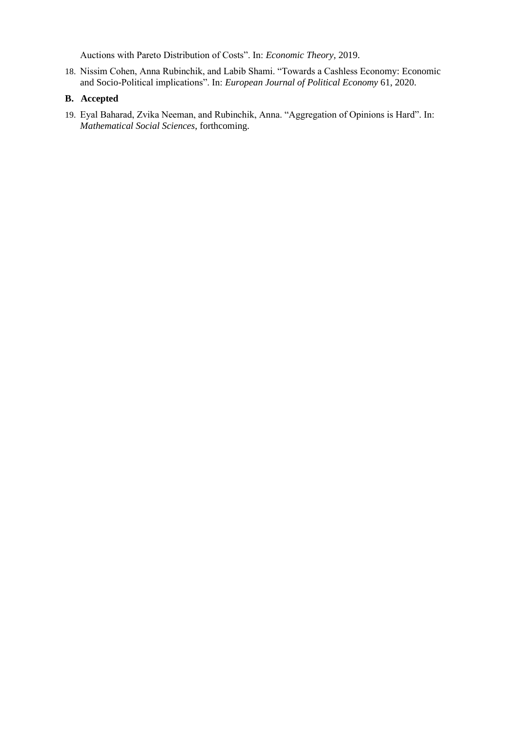Auctions with Pareto Distribution of Costs". In: *Economic Theory*, 2019.

18. Nissim Cohen, Anna Rubinchik, and Labib Shami. "Towards a Cashless Economy: Economic and Socio-Political implications". In: *European Journal of Political Economy* 61, 2020.

**B. Accepted**

19. Eyal Baharad, Zvika Neeman, and Rubinchik, Anna. "Aggregation of Opinions is Hard". In: *Mathematical Social Sciences*, forthcoming.